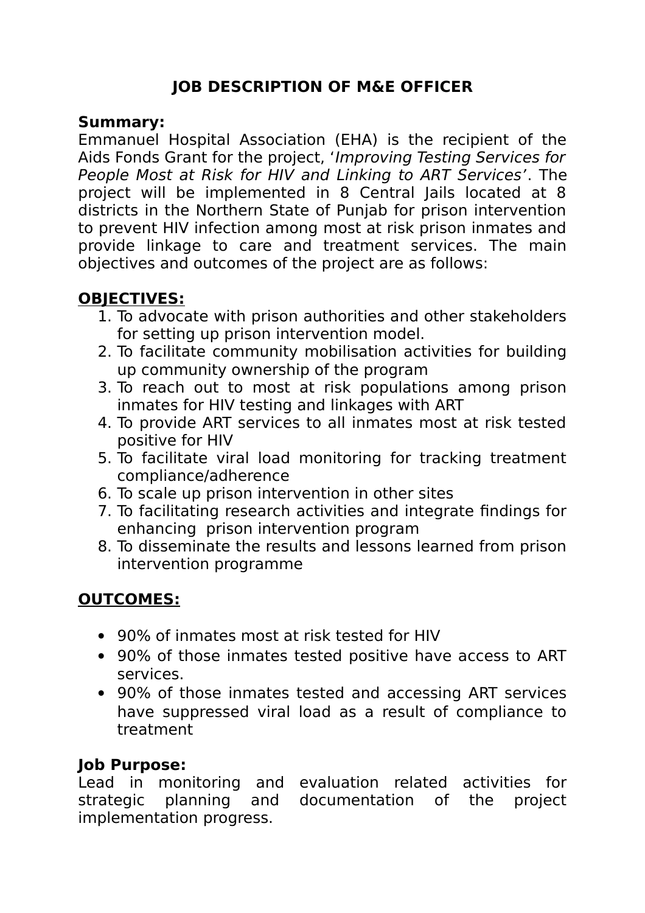# JOB DESCRIPTION OF M&E OFFICER

**Summary:**
Emmanuel Hospital Association (EHA) is the recipient of the Aids Fonds Grant for the project, '*Improving Testing Services for People Most at Risk for HIV and Linking to ART Services*'. The project will be implemented in 8 Central Jails located at 8 districts in the Northern State of Punjab for prison intervention to prevent HIV infection among most at risk prison inmates and provide linkage to care and treatment services. The main objectives and outcomes of the project are as follows:

**OBJECTIVES:**

1. To advocate with prison authorities and other stakeholders for setting up prison intervention model.
2. To facilitate community mobilisation activities for building up community ownership of the program
3. To reach out to most at risk populations among prison inmates for HIV testing and linkages with ART
4. To provide ART services to all inmates most at risk tested positive for HIV
5. To facilitate viral load monitoring for tracking treatment compliance/adherence
6. To scale up prison intervention in other sites
7. To facilitating research activities and integrate findings for enhancing prison intervention program
8. To disseminate the results and lessons learned from prison intervention programme

**OUTCOMES:**

- 90% of inmates most at risk tested for HIV
- 90% of those inmates tested positive have access to ART services.
- 90% of those inmates tested and accessing ART services have suppressed viral load as a result of compliance to treatment

**Job Purpose:**
Lead in monitoring and evaluation related activities for strategic planning and documentation of the project implementation progress.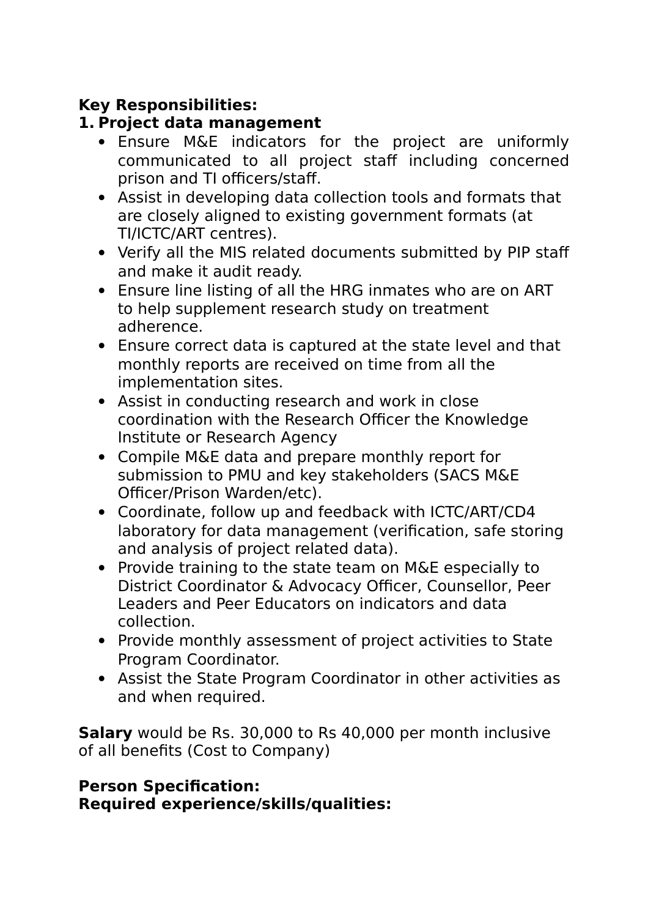**Key Responsibilities:**

1. **Project data management**
   - Ensure M&E indicators for the project are uniformly communicated to all project staff including concerned prison and TI officers/staff.
   - Assist in developing data collection tools and formats that are closely aligned to existing government formats (at TI/ICTC/ART centres).
   - Verify all the MIS related documents submitted by PIP staff and make it audit ready.
   - Ensure line listing of all the HRG inmates who are on ART to help supplement research study on treatment adherence.
   - Ensure correct data is captured at the state level and that monthly reports are received on time from all the implementation sites.
   - Assist in conducting research and work in close coordination with the Research Officer the Knowledge Institute or Research Agency
   - Compile M&E data and prepare monthly report for submission to PMU and key stakeholders (SACS M&E Officer/Prison Warden/etc).
   - Coordinate, follow up and feedback with ICTC/ART/CD4 laboratory for data management (verification, safe storing and analysis of project related data).
   - Provide training to the state team on M&E especially to District Coordinator & Advocacy Officer, Counsellor, Peer Leaders and Peer Educators on indicators and data collection.
   - Provide monthly assessment of project activities to State Program Coordinator.
   - Assist the State Program Coordinator in other activities as and when required.

**Salary** would be Rs. 30,000 to Rs 40,000 per month inclusive of all benefits (Cost to Company)

**Person Specification:**
**Required experience/skills/qualities:**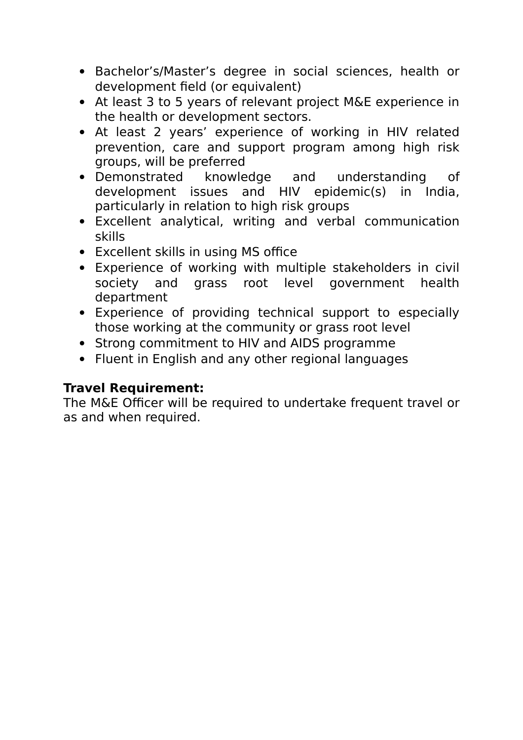- Bachelor’s/Master’s degree in social sciences, health or development field (or equivalent)
- At least 3 to 5 years of relevant project M&E experience in the health or development sectors.
- At least 2 years’ experience of working in HIV related prevention, care and support program among high risk groups, will be preferred
- Demonstrated knowledge and understanding of development issues and HIV epidemic(s) in India, particularly in relation to high risk groups
- Excellent analytical, writing and verbal communication skills
- Excellent skills in using MS office
- Experience of working with multiple stakeholders in civil society and grass root level government health department
- Experience of providing technical support to especially those working at the community or grass root level
- Strong commitment to HIV and AIDS programme
- Fluent in English and any other regional languages

**Travel Requirement:**
The M&E Officer will be required to undertake frequent travel or as and when required.